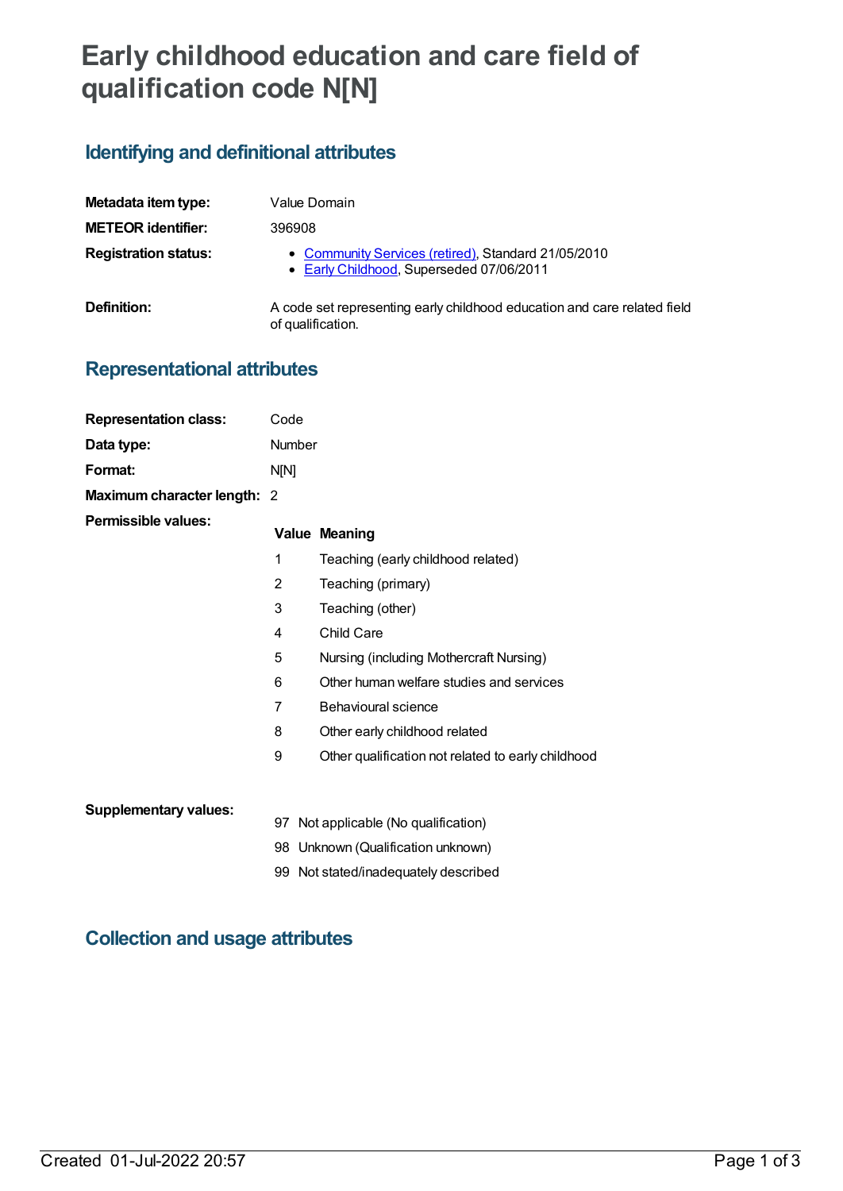# Early childhood education and care field of qualification code N[N]

## Identifying and definitional attributes

| | |
|---|---|
| **Metadata item type:** | Value Domain |
| **METEOR identifier:** | 396908 |
| **Registration status:** | • Community Services (retired), Standard 21/05/2010<br>• Early Childhood, Superseded 07/06/2011 |
| **Definition:** | A code set representing early childhood education and care related field of qualification. |

## Representational attributes

| | |
|---|---|
| **Representation class:** | Code |
| **Data type:** | Number |
| **Format:** | N[N] |
| **Maximum character length:** | 2 |

**Permissible values:**

| Value | Meaning |
|---|---|
| 1 | Teaching (early childhood related) |
| 2 | Teaching (primary) |
| 3 | Teaching (other) |
| 4 | Child Care |
| 5 | Nursing (including Mothercraft Nursing) |
| 6 | Other human welfare studies and services |
| 7 | Behavioural science |
| 8 | Other early childhood related |
| 9 | Other qualification not related to early childhood |

**Supplementary values:**

| Value | Meaning |
|---|---|
| 97 | Not applicable (No qualification) |
| 98 | Unknown (Qualification unknown) |
| 99 | Not stated/inadequately described |

## Collection and usage attributes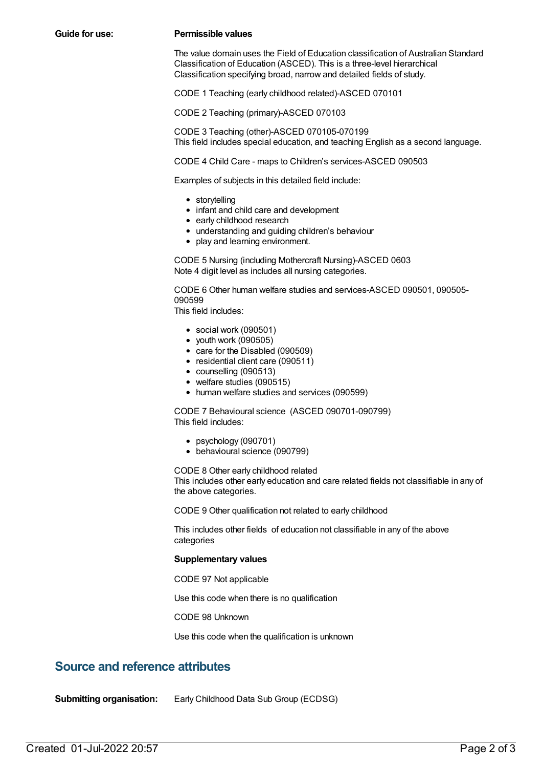**Guide for use:**

**Permissible values**

The value domain uses the Field of Education classification of Australian Standard Classification of Education (ASCED). This is a three-level hierarchical Classification specifying broad, narrow and detailed fields of study.

CODE 1 Teaching (early childhood related)-ASCED 070101

CODE 2 Teaching (primary)-ASCED 070103

CODE 3 Teaching (other)-ASCED 070105-070199
This field includes special education, and teaching English as a second language.

CODE 4 Child Care - maps to Children's services-ASCED 090503

Examples of subjects in this detailed field include:

- storytelling
- infant and child care and development
- early childhood research
- understanding and guiding children's behaviour
- play and learning environment.

CODE 5 Nursing (including Mothercraft Nursing)-ASCED 0603
Note 4 digit level as includes all nursing categories.

CODE 6 Other human welfare studies and services-ASCED 090501, 090505-090599
This field includes:

- social work (090501)
- youth work (090505)
- care for the Disabled (090509)
- residential client care (090511)
- counselling (090513)
- welfare studies (090515)
- human welfare studies and services (090599)

CODE 7 Behavioural science (ASCED 090701-090799)
This field includes:

- psychology (090701)
- behavioural science (090799)

CODE 8 Other early childhood related
This includes other early education and care related fields not classifiable in any of the above categories.

CODE 9 Other qualification not related to early childhood

This includes other fields of education not classifiable in any of the above categories

**Supplementary values**

CODE 97 Not applicable

Use this code when there is no qualification

CODE 98 Unknown

Use this code when the qualification is unknown

## Source and reference attributes

**Submitting organisation:** Early Childhood Data Sub Group (ECDSG)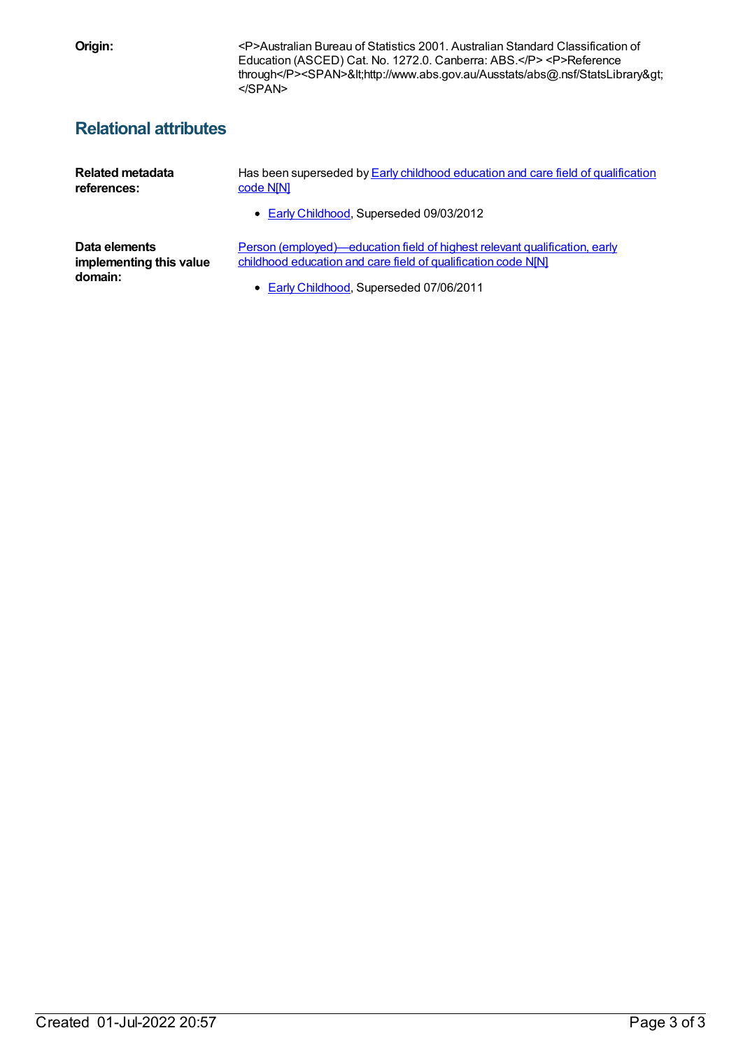**Origin:** <P>Australian Bureau of Statistics 2001. Australian Standard Classification of Education (ASCED) Cat. No. 1272.0. Canberra: ABS.</P> <P>Reference through</P><SPAN>&lt;http://www.abs.gov.au/Ausstats/abs@.nsf/StatsLibrary&gt;</SPAN>

## Relational attributes

**Related metadata references:**

Has been superseded by Early childhood education and care field of qualification code N[N]

- Early Childhood, Superseded 09/03/2012

**Data elements implementing this value domain:**

Person (employed)—education field of highest relevant qualification, early childhood education and care field of qualification code N[N]

- Early Childhood, Superseded 07/06/2011